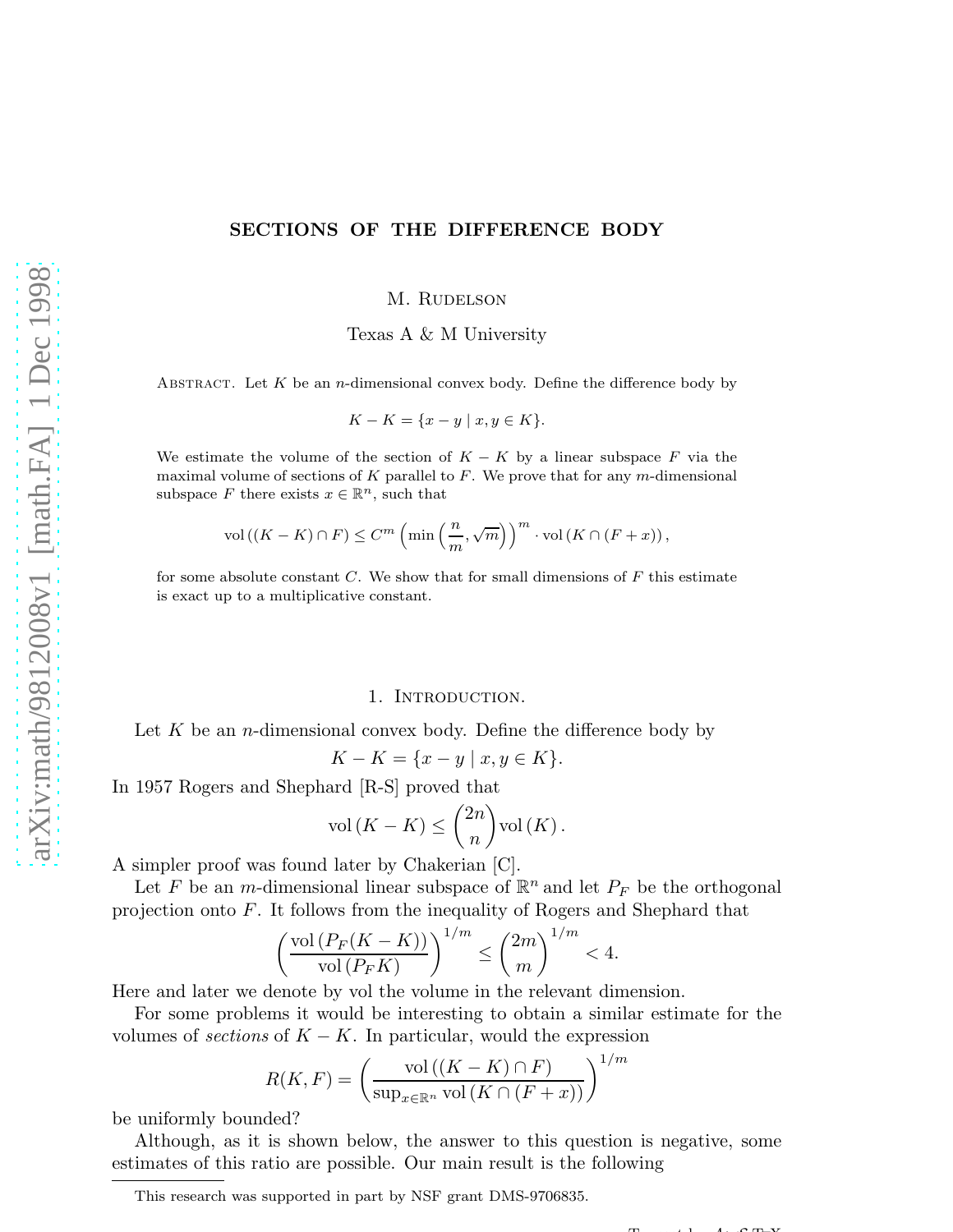# SECTIONS OF THE DIFFERENCE BODY

M. Rudelson

Texas A & M University

Abstract. Let $K$ be an $n$-dimensional convex body. Define the difference body by

$$K - K = \{x - y \mid x, y \in K\}.$$

We estimate the volume of the section of $K - K$ by a linear subspace $F$ via the maximal volume of sections of $K$ parallel to $F$. We prove that for any $m$-dimensional subspace $F$ there exists $x \in \mathbb{R}^n$, such that

$$\text{vol}\left((K - K) \cap F\right) \leq C^m \left(\min\left(\frac{n}{m}, \sqrt{m}\right)\right)^m \cdot \text{vol}\left(K \cap (F + x)\right),$$

for some absolute constant $C$. We show that for small dimensions of $F$ this estimate is exact up to a multiplicative constant.

## 1. Introduction.

Let $K$ be an $n$-dimensional convex body. Define the difference body by

$$K - K = \{x - y \mid x, y \in K\}.$$

In 1957 Rogers and Shephard [R-S] proved that

$$\text{vol}\left(K - K\right) \leq \binom{2n}{n} \text{vol}\left(K\right).$$

A simpler proof was found later by Chakerian [C].

Let $F$ be an $m$-dimensional linear subspace of $\mathbb{R}^n$ and let $P_F$ be the orthogonal projection onto $F$. It follows from the inequality of Rogers and Shephard that

$$\left(\frac{\text{vol}\left(P_F(K - K)\right)}{\text{vol}\left(P_F K\right)}\right)^{1/m} \leq \binom{2m}{m}^{1/m} < 4.$$

Here and later we denote by vol the volume in the relevant dimension.

For some problems it would be interesting to obtain a similar estimate for the volumes of *sections* of $K - K$. In particular, would the expression

$$R(K, F) = \left(\frac{\text{vol}\left((K - K) \cap F\right)}{\sup_{x \in \mathbb{R}^n} \text{vol}\left(K \cap (F + x)\right)}\right)^{1/m}$$

be uniformly bounded?

Although, as it is shown below, the answer to this question is negative, some estimates of this ratio are possible. Our main result is the following

This research was supported in part by NSF grant DMS-9706835.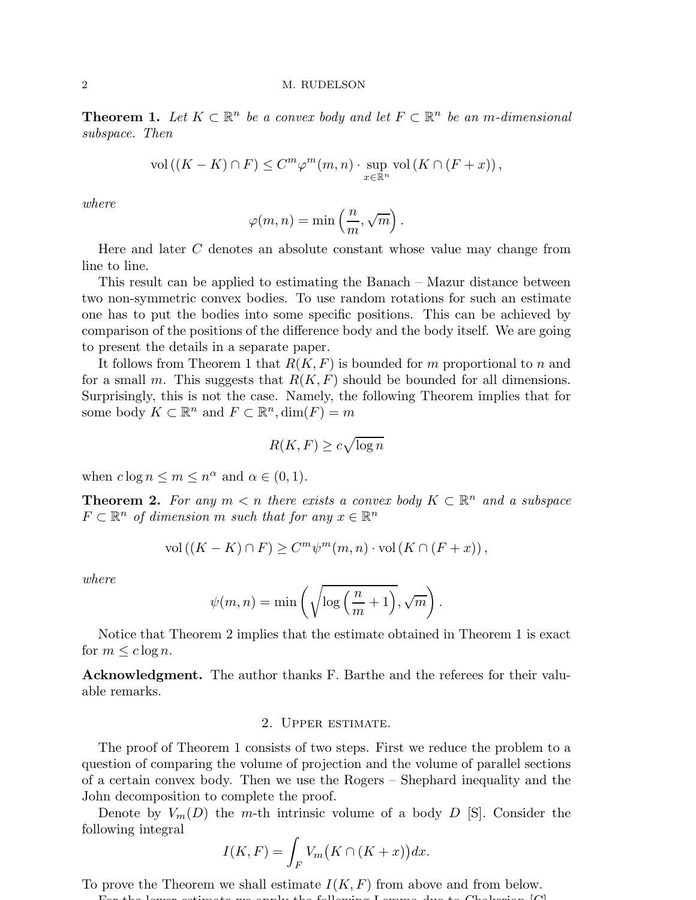**Theorem 1.** *Let $K \subset \mathbb{R}^n$ be a convex body and let $F \subset \mathbb{R}^n$ be an $m$-dimensional subspace. Then*

$$\text{vol}\left((K-K) \cap F\right) \leq C^m \varphi^m(m,n) \cdot \sup_{x \in \mathbb{R}^n} \text{vol}\left(K \cap (F+x)\right),$$

*where*

$$\varphi(m,n) = \min\left(\frac{n}{m}, \sqrt{m}\right).$$

Here and later $C$ denotes an absolute constant whose value may change from line to line.

This result can be applied to estimating the Banach – Mazur distance between two non-symmetric convex bodies. To use random rotations for such an estimate one has to put the bodies into some specific positions. This can be achieved by comparison of the positions of the difference body and the body itself. We are going to present the details in a separate paper.

It follows from Theorem 1 that $R(K,F)$ is bounded for $m$ proportional to $n$ and for a small $m$. This suggests that $R(K,F)$ should be bounded for all dimensions. Surprisingly, this is not the case. Namely, the following Theorem implies that for some body $K \subset \mathbb{R}^n$ and $F \subset \mathbb{R}^n, \dim(F) = m$

$$R(K,F) \geq c\sqrt{\log n}$$

when $c \log n \leq m \leq n^\alpha$ and $\alpha \in (0,1)$.

**Theorem 2.** *For any $m < n$ there exists a convex body $K \subset \mathbb{R}^n$ and a subspace $F \subset \mathbb{R}^n$ of dimension $m$ such that for any $x \in \mathbb{R}^n$*

$$\text{vol}\left((K-K) \cap F\right) \geq C^m \psi^m(m,n) \cdot \text{vol}\left(K \cap (F+x)\right),$$

*where*

$$\psi(m,n) = \min\left(\sqrt{\log\left(\frac{n}{m}+1\right)}, \sqrt{m}\right).$$

Notice that Theorem 2 implies that the estimate obtained in Theorem 1 is exact for $m \leq c \log n$.

**Acknowledgment.** The author thanks F. Barthe and the referees for their valuable remarks.

## 2. Upper estimate.

The proof of Theorem 1 consists of two steps. First we reduce the problem to a question of comparing the volume of projection and the volume of parallel sections of a certain convex body. Then we use the Rogers – Shephard inequality and the John decomposition to complete the proof.

Denote by $V_m(D)$ the $m$-th intrinsic volume of a body $D$ [S]. Consider the following integral

$$I(K,F) = \int_F V_m\big(K \cap (K+x)\big) dx.$$

To prove the Theorem we shall estimate $I(K,F)$ from above and from below.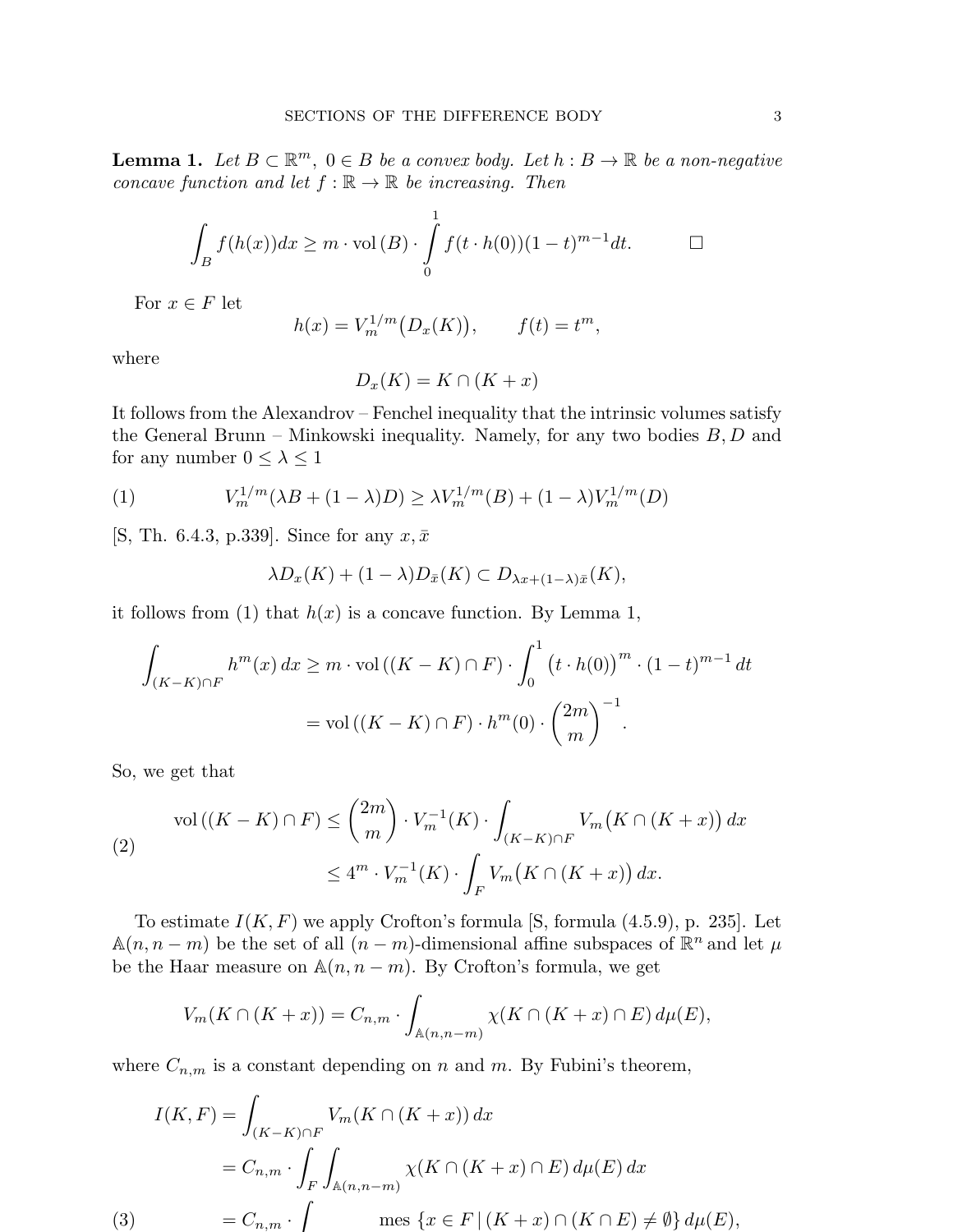**Lemma 1.** *Let $B \subset \mathbb{R}^m$, $0 \in B$ be a convex body. Let $h : B \to \mathbb{R}$ be a non-negative concave function and let $f : \mathbb{R} \to \mathbb{R}$ be increasing. Then*

$$\int_B f(h(x))dx \geq m \cdot \mathrm{vol}\,(B) \cdot \int_0^1 f(t \cdot h(0))(1-t)^{m-1}dt. \qquad \square$$

For $x \in F$ let

$$h(x) = V_m^{1/m}\big(D_x(K)\big), \qquad f(t) = t^m,$$

where

$$D_x(K) = K \cap (K + x)$$

It follows from the Alexandrov – Fenchel inequality that the intrinsic volumes satisfy the General Brunn – Minkowski inequality. Namely, for any two bodies $B, D$ and for any number $0 \leq \lambda \leq 1$

$$V_m^{1/m}(\lambda B + (1-\lambda)D) \geq \lambda V_m^{1/m}(B) + (1-\lambda)V_m^{1/m}(D) \tag{1}$$

[S, Th. 6.4.3, p.339]. Since for any $x, \bar{x}$

$$\lambda D_x(K) + (1-\lambda)D_{\bar{x}}(K) \subset D_{\lambda x + (1-\lambda)\bar{x}}(K),$$

it follows from (1) that $h(x)$ is a concave function. By Lemma 1,

$$\begin{aligned}\int_{(K-K)\cap F} h^m(x)\,dx &\geq m \cdot \mathrm{vol}\,((K-K)\cap F) \cdot \int_0^1 \big(t \cdot h(0)\big)^m \cdot (1-t)^{m-1}\,dt \\ &= \mathrm{vol}\,((K-K)\cap F) \cdot h^m(0) \cdot \binom{2m}{m}^{-1}.\end{aligned}$$

So, we get that

$$\begin{aligned}\mathrm{vol}\,((K-K)\cap F) &\leq \binom{2m}{m} \cdot V_m^{-1}(K) \cdot \int_{(K-K)\cap F} V_m\big(K \cap (K+x)\big)\,dx \\ &\leq 4^m \cdot V_m^{-1}(K) \cdot \int_F V_m\big(K \cap (K+x)\big)\,dx.\end{aligned} \tag{2}$$

To estimate $I(K,F)$ we apply Crofton's formula [S, formula (4.5.9), p. 235]. Let $\mathbb{A}(n, n-m)$ be the set of all $(n-m)$-dimensional affine subspaces of $\mathbb{R}^n$ and let $\mu$ be the Haar measure on $\mathbb{A}(n, n-m)$. By Crofton's formula, we get

$$V_m(K \cap (K+x)) = C_{n,m} \cdot \int_{\mathbb{A}(n,n-m)} \chi(K \cap (K+x) \cap E)\,d\mu(E),$$

where $C_{n,m}$ is a constant depending on $n$ and $m$. By Fubini's theorem,

$$\begin{aligned}I(K,F) &= \int_{(K-K)\cap F} V_m(K \cap (K+x))\,dx \\ &= C_{n,m} \cdot \int_F \int_{\mathbb{A}(n,n-m)} \chi(K \cap (K+x) \cap E)\,d\mu(E)\,dx \\ &= C_{n,m} \cdot \int \qquad \mathrm{mes}\,\{x \in F \,|\, (K+x) \cap (K \cap E) \neq \emptyset\}\,d\mu(E),\end{aligned} \tag{3}$$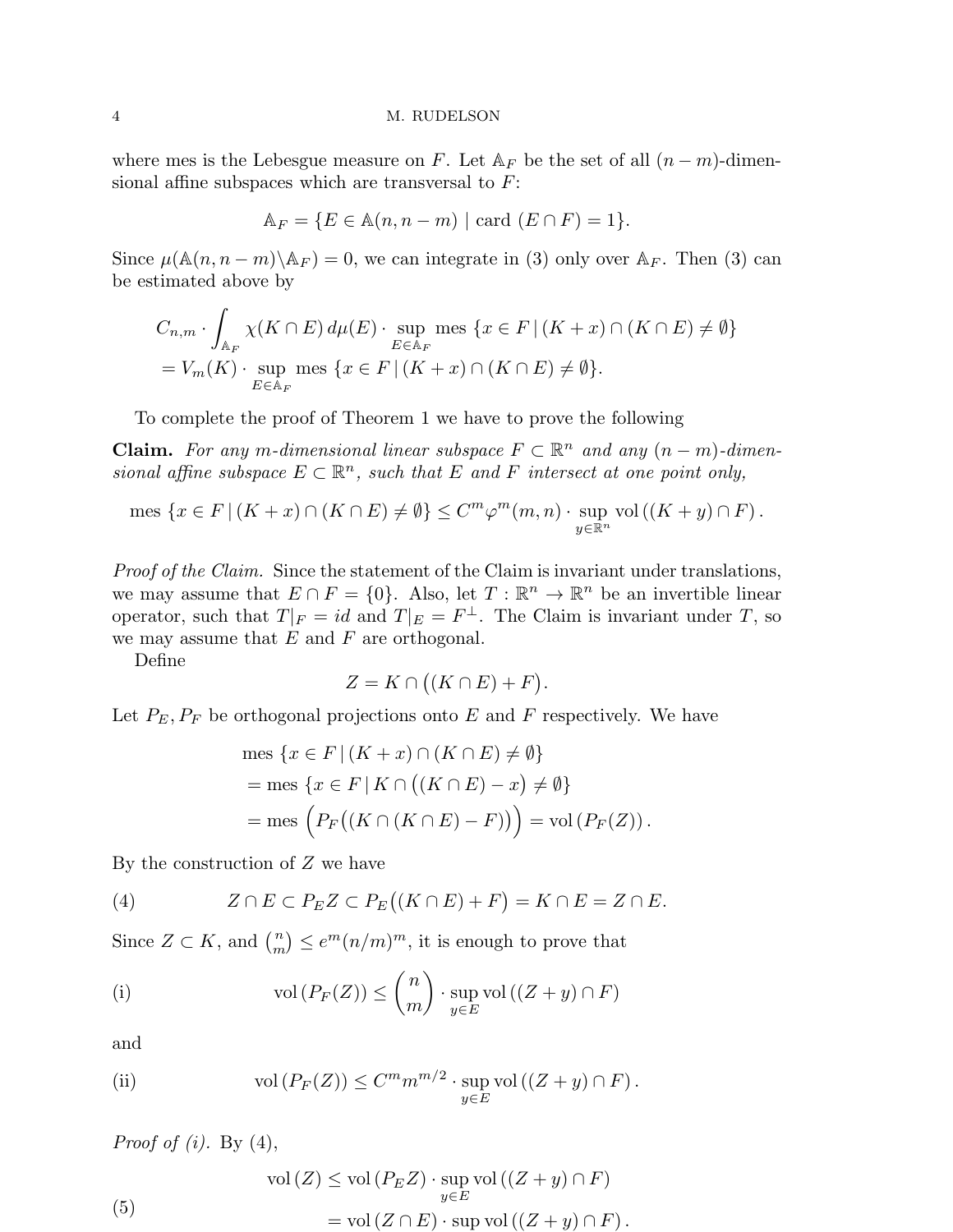where mes is the Lebesgue measure on $F$. Let $\mathbb{A}_F$ be the set of all $(n-m)$-dimensional affine subspaces which are transversal to $F$:

$$\mathbb{A}_F = \{E \in \mathbb{A}(n, n-m) \mid \text{card } (E \cap F) = 1\}.$$

Since $\mu(\mathbb{A}(n, n-m) \backslash \mathbb{A}_F) = 0$, we can integrate in (3) only over $\mathbb{A}_F$. Then (3) can be estimated above by

$$\begin{aligned}
&C_{n,m} \cdot \int_{\mathbb{A}_F} \chi(K \cap E)\, d\mu(E) \cdot \sup_{E \in \mathbb{A}_F} \text{mes } \{x \in F \mid (K + x) \cap (K \cap E) \neq \emptyset\} \\
&= V_m(K) \cdot \sup_{E \in \mathbb{A}_F} \text{mes } \{x \in F \mid (K + x) \cap (K \cap E) \neq \emptyset\}.
\end{aligned}$$

To complete the proof of Theorem 1 we have to prove the following

**Claim.** *For any $m$-dimensional linear subspace $F \subset \mathbb{R}^n$ and any $(n-m)$-dimensional affine subspace $E \subset \mathbb{R}^n$, such that $E$ and $F$ intersect at one point only,*

$$\text{mes } \{x \in F \mid (K + x) \cap (K \cap E) \neq \emptyset\} \leq C^m \varphi^m(m, n) \cdot \sup_{y \in \mathbb{R}^n} \text{vol}\left((K + y) \cap F\right).$$

*Proof of the Claim.* Since the statement of the Claim is invariant under translations, we may assume that $E \cap F = \{0\}$. Also, let $T : \mathbb{R}^n \to \mathbb{R}^n$ be an invertible linear operator, such that $T|_F = id$ and $T|_E = F^\perp$. The Claim is invariant under $T$, so we may assume that $E$ and $F$ are orthogonal.

Define

$$Z = K \cap \big((K \cap E) + F\big).$$

Let $P_E, P_F$ be orthogonal projections onto $E$ and $F$ respectively. We have

$$\begin{aligned}
&\text{mes } \{x \in F \mid (K + x) \cap (K \cap E) \neq \emptyset\} \\
&= \text{mes } \{x \in F \mid K \cap \big((K \cap E) - x\big) \neq \emptyset\} \\
&= \text{mes } \Big(P_F\big((K \cap (K \cap E) - F)\big)\Big) = \text{vol}\left(P_F(Z)\right).
\end{aligned}$$

By the construction of $Z$ we have

$$Z \cap E \subset P_E Z \subset P_E\big((K \cap E) + F\big) = K \cap E = Z \cap E. \tag{4}$$

Since $Z \subset K$, and $\binom{n}{m} \leq e^m (n/m)^m$, it is enough to prove that

$$\text{vol}\left(P_F(Z)\right) \leq \binom{n}{m} \cdot \sup_{y \in E} \text{vol}\left((Z + y) \cap F\right) \tag{i}$$

and

$$\text{vol}\left(P_F(Z)\right) \leq C^m m^{m/2} \cdot \sup_{y \in E} \text{vol}\left((Z + y) \cap F\right). \tag{ii}$$

*Proof of (i).* By (4),

$$\begin{aligned}
\text{vol}\left(Z\right) &\leq \text{vol}\left(P_E Z\right) \cdot \sup_{y \in E} \text{vol}\left((Z + y) \cap F\right) \\
&= \text{vol}\left(Z \cap E\right) \cdot \sup \text{vol}\left((Z + y) \cap F\right).
\end{aligned} \tag{5}$$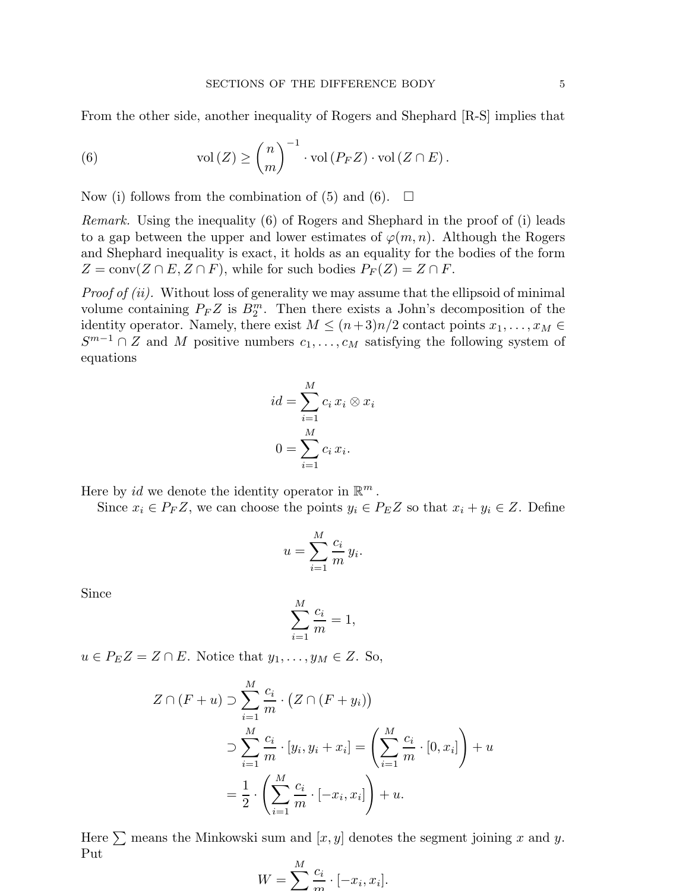From the other side, another inequality of Rogers and Shephard [R-S] implies that

$$\text{vol}\,(Z) \geq \binom{n}{m}^{-1} \cdot \text{vol}\,(P_F Z) \cdot \text{vol}\,(Z \cap E)\,. \tag{6}$$

Now (i) follows from the combination of (5) and (6). $\square$

*Remark.* Using the inequality (6) of Rogers and Shephard in the proof of (i) leads to a gap between the upper and lower estimates of $\varphi(m,n)$. Although the Rogers and Shephard inequality is exact, it holds as an equality for the bodies of the form $Z = \text{conv}(Z \cap E, Z \cap F)$, while for such bodies $P_F(Z) = Z \cap F$.

*Proof of (ii).* Without loss of generality we may assume that the ellipsoid of minimal volume containing $P_F Z$ is $B_2^m$. Then there exists a John's decomposition of the identity operator. Namely, there exist $M \leq (n+3)n/2$ contact points $x_1, \ldots, x_M \in S^{m-1} \cap Z$ and $M$ positive numbers $c_1, \ldots, c_M$ satisfying the following system of equations

$$id = \sum_{i=1}^{M} c_i \, x_i \otimes x_i$$

$$0 = \sum_{i=1}^{M} c_i \, x_i.$$

Here by $id$ we denote the identity operator in $\mathbb{R}^m$ .

Since $x_i \in P_F Z$, we can choose the points $y_i \in P_E Z$ so that $x_i + y_i \in Z$. Define

$$u = \sum_{i=1}^{M} \frac{c_i}{m} \, y_i.$$

Since

$$\sum_{i=1}^{M} \frac{c_i}{m} = 1,$$

$u \in P_E Z = Z \cap E$. Notice that $y_1, \ldots, y_M \in Z$. So,

$$\begin{aligned} Z \cap (F + u) &\supset \sum_{i=1}^{M} \frac{c_i}{m} \cdot \big(Z \cap (F + y_i)\big) \\ &\supset \sum_{i=1}^{M} \frac{c_i}{m} \cdot [y_i, y_i + x_i] = \left( \sum_{i=1}^{M} \frac{c_i}{m} \cdot [0, x_i] \right) + u \\ &= \frac{1}{2} \cdot \left( \sum_{i=1}^{M} \frac{c_i}{m} \cdot [-x_i, x_i] \right) + u. \end{aligned}$$

Here $\sum$ means the Minkowski sum and $[x, y]$ denotes the segment joining $x$ and $y$. Put

$$W = \sum_{i=1}^{M} \frac{c_i}{m} \cdot [-x_i, x_i].$$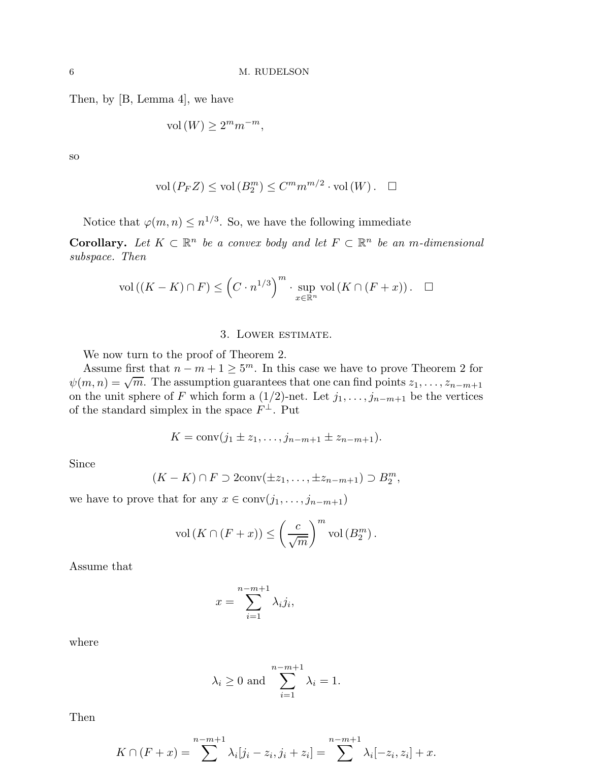Then, by [B, Lemma 4], we have

$$\mathrm{vol}\,(W) \geq 2^m m^{-m},$$

so

$$\mathrm{vol}\,(P_F Z) \leq \mathrm{vol}\,(B_2^m) \leq C^m m^{m/2} \cdot \mathrm{vol}\,(W). \quad \square$$

Notice that $\varphi(m,n) \leq n^{1/3}$. So, we have the following immediate

**Corollary.** *Let $K \subset \mathbb{R}^n$ be a convex body and let $F \subset \mathbb{R}^n$ be an $m$-dimensional subspace. Then*

$$\mathrm{vol}\,((K-K) \cap F) \leq \left(C \cdot n^{1/3}\right)^m \cdot \sup_{x \in \mathbb{R}^n} \mathrm{vol}\,(K \cap (F+x)). \quad \square$$

## 3. Lower estimate.

We now turn to the proof of Theorem 2.

Assume first that $n-m+1 \geq 5^m$. In this case we have to prove Theorem 2 for $\psi(m,n) = \sqrt{m}$. The assumption guarantees that one can find points $z_1, \ldots, z_{n-m+1}$ on the unit sphere of $F$ which form a $(1/2)$-net. Let $j_1, \ldots, j_{n-m+1}$ be the vertices of the standard simplex in the space $F^\perp$. Put

$$K = \mathrm{conv}(j_1 \pm z_1, \ldots, j_{n-m+1} \pm z_{n-m+1}).$$

Since

$$(K-K) \cap F \supset 2\mathrm{conv}(\pm z_1, \ldots, \pm z_{n-m+1}) \supset B_2^m,$$

we have to prove that for any $x \in \mathrm{conv}(j_1, \ldots, j_{n-m+1})$

$$\mathrm{vol}\,(K \cap (F+x)) \leq \left(\frac{c}{\sqrt{m}}\right)^m \mathrm{vol}\,(B_2^m).$$

Assume that

$$x = \sum_{i=1}^{n-m+1} \lambda_i j_i,$$

where

$$\lambda_i \geq 0 \text{ and } \sum_{i=1}^{n-m+1} \lambda_i = 1.$$

Then

$$K \cap (F+x) = \sum_{i=1}^{n-m+1} \lambda_i [j_i - z_i, j_i + z_i] = \sum_{i=1}^{n-m+1} \lambda_i [-z_i, z_i] + x.$$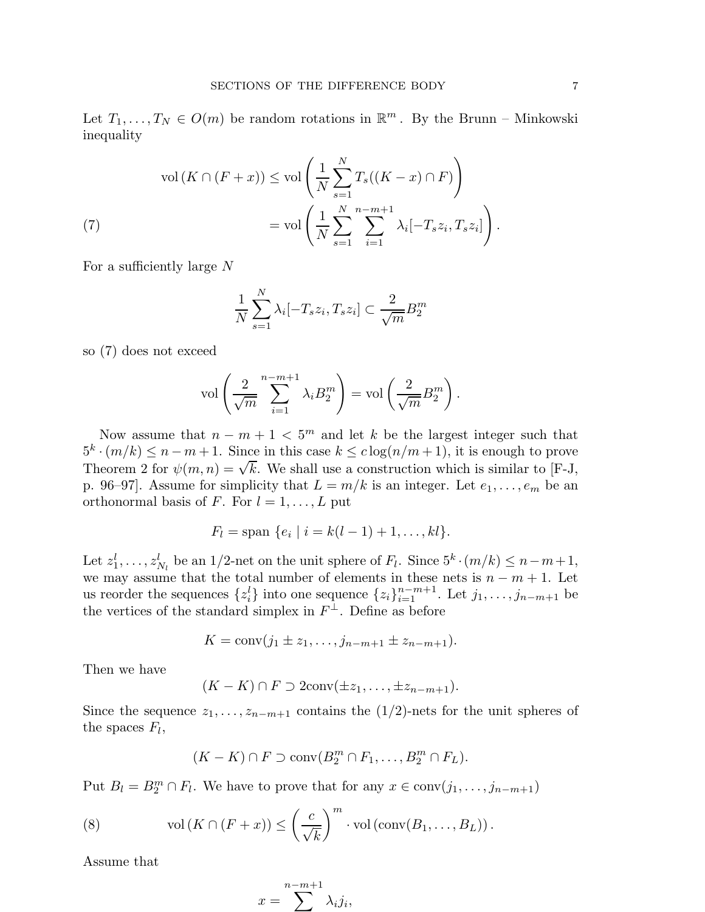Let $T_1, \dots, T_N \in O(m)$ be random rotations in $\mathbb{R}^m$. By the Brunn – Minkowski inequality

$$
\begin{aligned}
\operatorname{vol}(K \cap (F+x)) &\leq \operatorname{vol}\left(\frac{1}{N}\sum_{s=1}^{N} T_s((K-x)\cap F)\right) \\
&= \operatorname{vol}\left(\frac{1}{N}\sum_{s=1}^{N}\sum_{i=1}^{n-m+1} \lambda_i[-T_s z_i, T_s z_i]\right). \qquad (7)
\end{aligned}
$$

For a sufficiently large $N$

$$
\frac{1}{N}\sum_{s=1}^{N} \lambda_i[-T_s z_i, T_s z_i] \subset \frac{2}{\sqrt{m}} B_2^m
$$

so (7) does not exceed

$$
\operatorname{vol}\left(\frac{2}{\sqrt{m}}\sum_{i=1}^{n-m+1}\lambda_i B_2^m\right) = \operatorname{vol}\left(\frac{2}{\sqrt{m}} B_2^m\right).
$$

Now assume that $n-m+1 < 5^m$ and let $k$ be the largest integer such that $5^k \cdot (m/k) \leq n-m+1$. Since in this case $k \leq c\log(n/m+1)$, it is enough to prove Theorem 2 for $\psi(m,n) = \sqrt{k}$. We shall use a construction which is similar to [F-J, p. 96–97]. Assume for simplicity that $L = m/k$ is an integer. Let $e_1, \dots, e_m$ be an orthonormal basis of $F$. For $l = 1, \dots, L$ put

$$
F_l = \operatorname{span}\{e_i \mid i = k(l-1)+1, \dots, kl\}.
$$

Let $z_1^l, \dots, z_{N_l}^l$ be an 1/2-net on the unit sphere of $F_l$. Since $5^k \cdot (m/k) \leq n-m+1$, we may assume that the total number of elements in these nets is $n-m+1$. Let us reorder the sequences $\{z_i^l\}$ into one sequence $\{z_i\}_{i=1}^{n-m+1}$. Let $j_1, \dots, j_{n-m+1}$ be the vertices of the standard simplex in $F^\perp$. Define as before

$$
K = \operatorname{conv}(j_1 \pm z_1, \dots, j_{n-m+1} \pm z_{n-m+1}).
$$

Then we have

$$
(K-K)\cap F \supset 2\operatorname{conv}(\pm z_1, \dots, \pm z_{n-m+1}).
$$

Since the sequence $z_1, \dots, z_{n-m+1}$ contains the (1/2)-nets for the unit spheres of the spaces $F_l$,

$$
(K-K)\cap F \supset \operatorname{conv}(B_2^m \cap F_1, \dots, B_2^m \cap F_L).
$$

Put $B_l = B_2^m \cap F_l$. We have to prove that for any $x \in \operatorname{conv}(j_1, \dots, j_{n-m+1})$

$$
\operatorname{vol}(K \cap (F+x)) \leq \left(\frac{c}{\sqrt{k}}\right)^m \cdot \operatorname{vol}(\operatorname{conv}(B_1, \dots, B_L)). \qquad (8)
$$

Assume that

$$
x = \sum_{i=1}^{n-m+1} \lambda_i j_i,
$$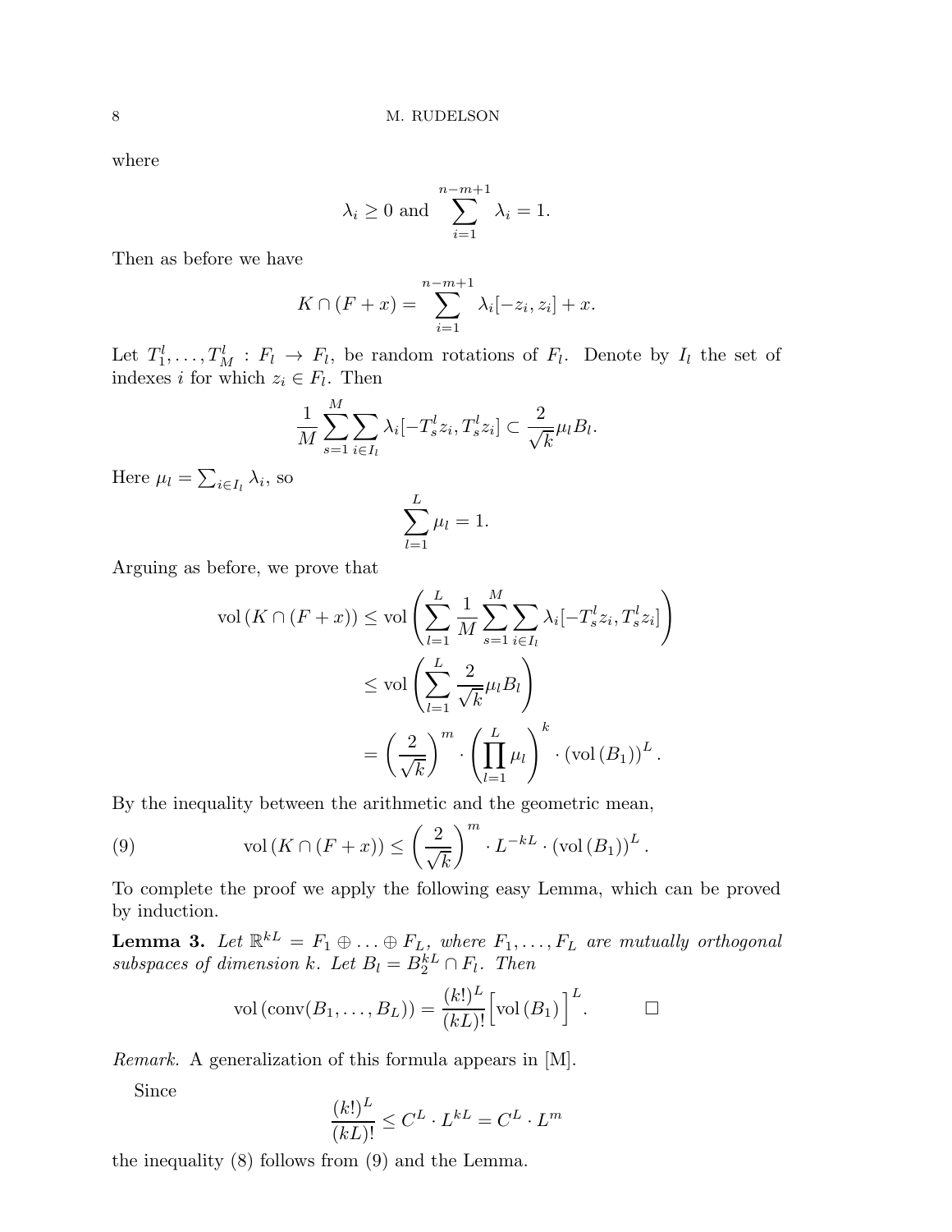where

$$\lambda_i \geq 0 \text{ and } \sum_{i=1}^{n-m+1} \lambda_i = 1.$$

Then as before we have

$$K \cap (F + x) = \sum_{i=1}^{n-m+1} \lambda_i [-z_i, z_i] + x.$$

Let $T_1^l, \ldots, T_M^l : F_l \to F_l$, be random rotations of $F_l$. Denote by $I_l$ the set of indexes $i$ for which $z_i \in F_l$. Then

$$\frac{1}{M} \sum_{s=1}^{M} \sum_{i \in I_l} \lambda_i [-T_s^l z_i, T_s^l z_i] \subset \frac{2}{\sqrt{k}} \mu_l B_l.$$

Here $\mu_l = \sum_{i \in I_l} \lambda_i$, so

$$\sum_{l=1}^{L} \mu_l = 1.$$

Arguing as before, we prove that

$$\begin{aligned}
\mathrm{vol}\,(K \cap (F + x)) &\leq \mathrm{vol}\left( \sum_{l=1}^{L} \frac{1}{M} \sum_{s=1}^{M} \sum_{i \in I_l} \lambda_i [-T_s^l z_i, T_s^l z_i] \right) \\
&\leq \mathrm{vol}\left( \sum_{l=1}^{L} \frac{2}{\sqrt{k}} \mu_l B_l \right) \\
&= \left( \frac{2}{\sqrt{k}} \right)^m \cdot \left( \prod_{l=1}^{L} \mu_l \right)^k \cdot (\mathrm{vol}\,(B_1))^L.
\end{aligned}$$

By the inequality between the arithmetic and the geometric mean,

$$\mathrm{vol}\,(K \cap (F + x)) \leq \left( \frac{2}{\sqrt{k}} \right)^m \cdot L^{-kL} \cdot (\mathrm{vol}\,(B_1))^L. \tag{9}$$

To complete the proof we apply the following easy Lemma, which can be proved by induction.

**Lemma 3.** *Let $\mathbb{R}^{kL} = F_1 \oplus \ldots \oplus F_L$, where $F_1, \ldots, F_L$ are mutually orthogonal subspaces of dimension $k$. Let $B_l = B_2^{kL} \cap F_l$. Then*

$$\mathrm{vol}\,(\mathrm{conv}(B_1, \ldots, B_L)) = \frac{(k!)^L}{(kL)!} \Big[ \mathrm{vol}\,(B_1) \Big]^L. \qquad \square$$

*Remark.* A generalization of this formula appears in [M].

Since

$$\frac{(k!)^L}{(kL)!} \leq C^L \cdot L^{kL} = C^L \cdot L^m$$

the inequality (8) follows from (9) and the Lemma.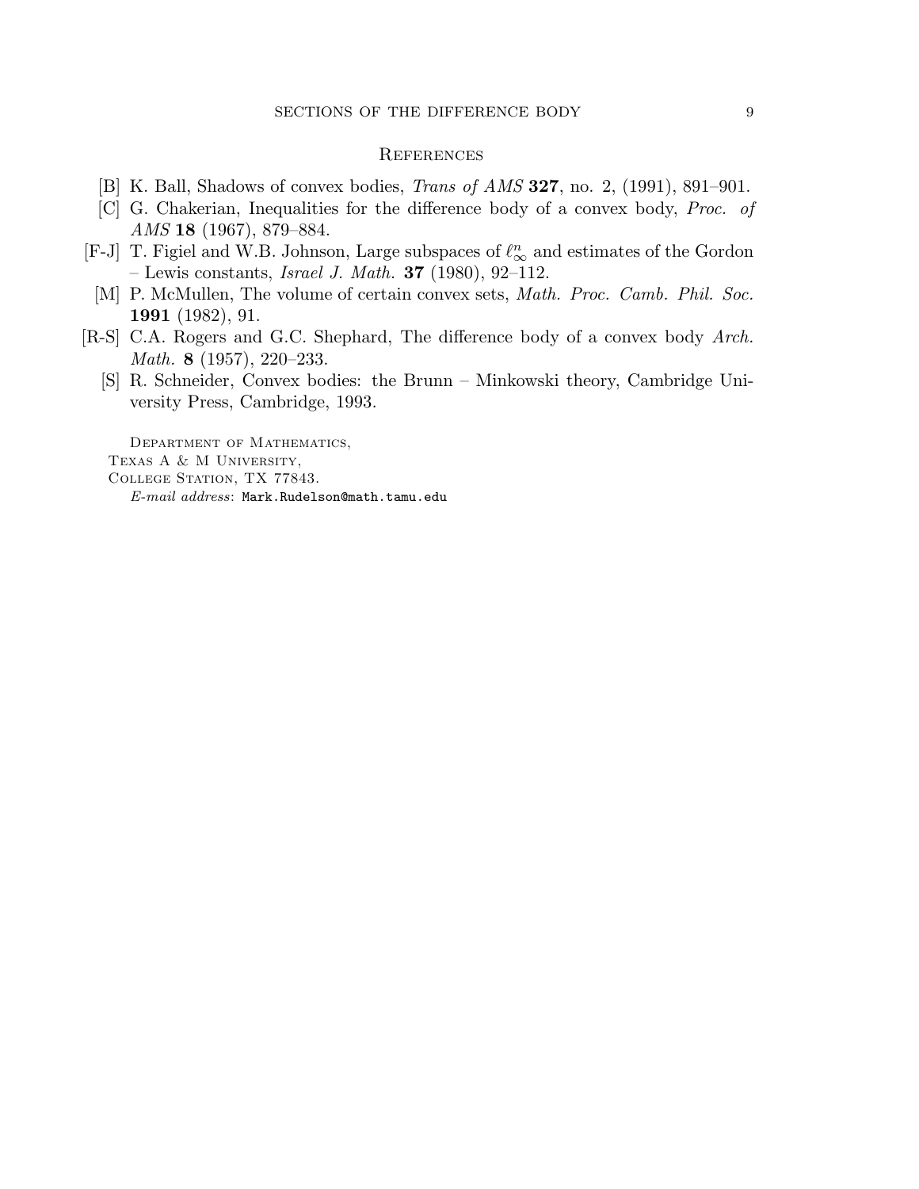## References

[B] K. Ball, Shadows of convex bodies, *Trans of AMS* **327**, no. 2, (1991), 891–901.

[C] G. Chakerian, Inequalities for the difference body of a convex body, *Proc. of AMS* **18** (1967), 879–884.

[F-J] T. Figiel and W.B. Johnson, Large subspaces of $\ell_\infty^n$ and estimates of the Gordon – Lewis constants, *Israel J. Math.* **37** (1980), 92–112.

[M] P. McMullen, The volume of certain convex sets, *Math. Proc. Camb. Phil. Soc.* **1991** (1982), 91.

[R-S] C.A. Rogers and G.C. Shephard, The difference body of a convex body *Arch. Math.* **8** (1957), 220–233.

[S] R. Schneider, Convex bodies: the Brunn – Minkowski theory, Cambridge University Press, Cambridge, 1993.

Department of Mathematics,
Texas A & M University,
College Station, TX 77843.
*E-mail address*: `Mark.Rudelson@math.tamu.edu`